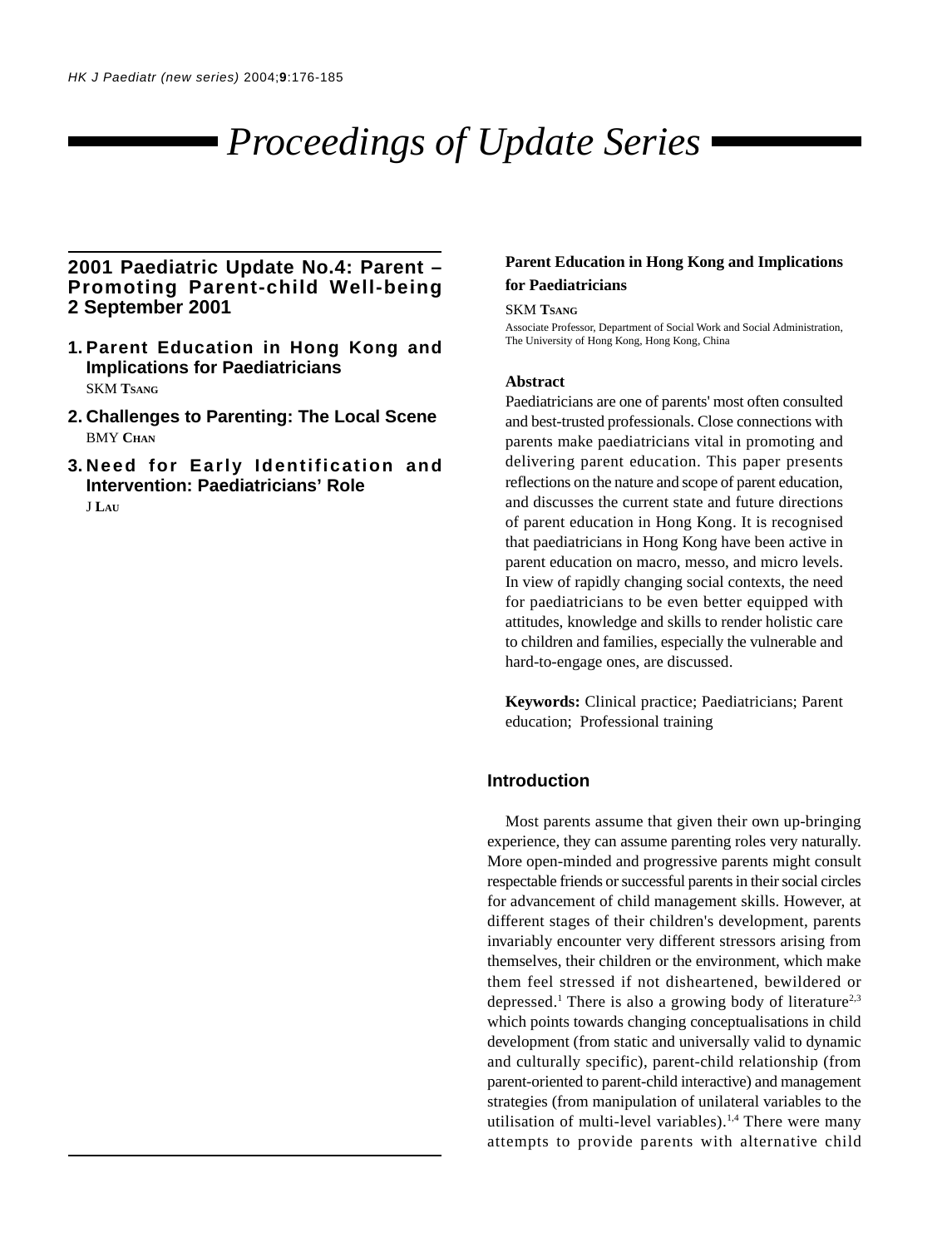# Proceedings of Update Series

## 2001 Paediatric Update No.4: Parent – Promoting Parent-child Well-being 2 September 2001

1. **Parent Education in Hong Kong and Implications for Paediatricians**
   SKM Tsang
2. **Challenges to Parenting: The Local Scene**
   BMY Chan
3. **Need for Early Identification and Intervention: Paediatricians' Role**
   J Lau

## Parent Education in Hong Kong and Implications for Paediatricians

SKM **Tsang**

Associate Professor, Department of Social Work and Social Administration, The University of Hong Kong, Hong Kong, China

### Abstract

Paediatricians are one of parents' most often consulted and best-trusted professionals. Close connections with parents make paediatricians vital in promoting and delivering parent education. This paper presents reflections on the nature and scope of parent education, and discusses the current state and future directions of parent education in Hong Kong. It is recognised that paediatricians in Hong Kong have been active in parent education on macro, messo, and micro levels. In view of rapidly changing social contexts, the need for paediatricians to be even better equipped with attitudes, knowledge and skills to render holistic care to children and families, especially the vulnerable and hard-to-engage ones, are discussed.

**Keywords:** Clinical practice; Paediatricians; Parent education; Professional training

### Introduction

Most parents assume that given their own up-bringing experience, they can assume parenting roles very naturally. More open-minded and progressive parents might consult respectable friends or successful parents in their social circles for advancement of child management skills. However, at different stages of their children's development, parents invariably encounter very different stressors arising from themselves, their children or the environment, which make them feel stressed if not disheartened, bewildered or depressed.[1] There is also a growing body of literature[2,3] which points towards changing conceptualisations in child development (from static and universally valid to dynamic and culturally specific), parent-child relationship (from parent-oriented to parent-child interactive) and management strategies (from manipulation of unilateral variables to the utilisation of multi-level variables).[1,4] There were many attempts to provide parents with alternative child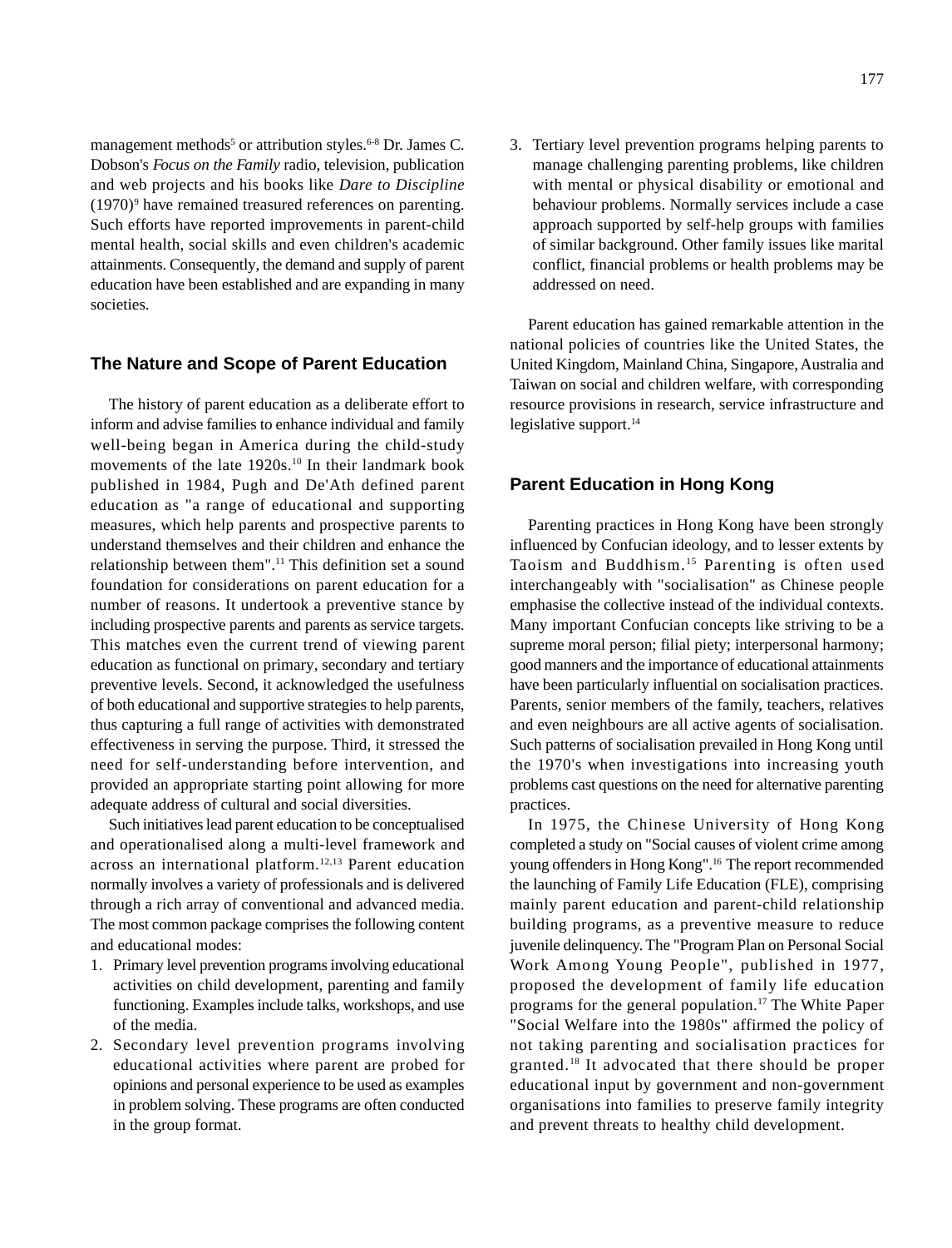management methods[5] or attribution styles.[6-8] Dr. James C. Dobson's *Focus on the Family* radio, television, publication and web projects and his books like *Dare to Discipline* (1970)[9] have remained treasured references on parenting. Such efforts have reported improvements in parent-child mental health, social skills and even children's academic attainments. Consequently, the demand and supply of parent education have been established and are expanding in many societies.

## The Nature and Scope of Parent Education

The history of parent education as a deliberate effort to inform and advise families to enhance individual and family well-being began in America during the child-study movements of the late 1920s.[10] In their landmark book published in 1984, Pugh and De'Ath defined parent education as "a range of educational and supporting measures, which help parents and prospective parents to understand themselves and their children and enhance the relationship between them".[11] This definition set a sound foundation for considerations on parent education for a number of reasons. It undertook a preventive stance by including prospective parents and parents as service targets. This matches even the current trend of viewing parent education as functional on primary, secondary and tertiary preventive levels. Second, it acknowledged the usefulness of both educational and supportive strategies to help parents, thus capturing a full range of activities with demonstrated effectiveness in serving the purpose. Third, it stressed the need for self-understanding before intervention, and provided an appropriate starting point allowing for more adequate address of cultural and social diversities.

Such initiatives lead parent education to be conceptualised and operationalised along a multi-level framework and across an international platform.[12,13] Parent education normally involves a variety of professionals and is delivered through a rich array of conventional and advanced media. The most common package comprises the following content and educational modes:

1. Primary level prevention programs involving educational activities on child development, parenting and family functioning. Examples include talks, workshops, and use of the media.
2. Secondary level prevention programs involving educational activities where parent are probed for opinions and personal experience to be used as examples in problem solving. These programs are often conducted in the group format.
3. Tertiary level prevention programs helping parents to manage challenging parenting problems, like children with mental or physical disability or emotional and behaviour problems. Normally services include a case approach supported by self-help groups with families of similar background. Other family issues like marital conflict, financial problems or health problems may be addressed on need.

Parent education has gained remarkable attention in the national policies of countries like the United States, the United Kingdom, Mainland China, Singapore, Australia and Taiwan on social and children welfare, with corresponding resource provisions in research, service infrastructure and legislative support.[14]

## Parent Education in Hong Kong

Parenting practices in Hong Kong have been strongly influenced by Confucian ideology, and to lesser extents by Taoism and Buddhism.[15] Parenting is often used interchangeably with "socialisation" as Chinese people emphasise the collective instead of the individual contexts. Many important Confucian concepts like striving to be a supreme moral person; filial piety; interpersonal harmony; good manners and the importance of educational attainments have been particularly influential on socialisation practices. Parents, senior members of the family, teachers, relatives and even neighbours are all active agents of socialisation. Such patterns of socialisation prevailed in Hong Kong until the 1970's when investigations into increasing youth problems cast questions on the need for alternative parenting practices.

In 1975, the Chinese University of Hong Kong completed a study on "Social causes of violent crime among young offenders in Hong Kong".[16] The report recommended the launching of Family Life Education (FLE), comprising mainly parent education and parent-child relationship building programs, as a preventive measure to reduce juvenile delinquency. The "Program Plan on Personal Social Work Among Young People", published in 1977, proposed the development of family life education programs for the general population.[17] The White Paper "Social Welfare into the 1980s" affirmed the policy of not taking parenting and socialisation practices for granted.[18] It advocated that there should be proper educational input by government and non-government organisations into families to preserve family integrity and prevent threats to healthy child development.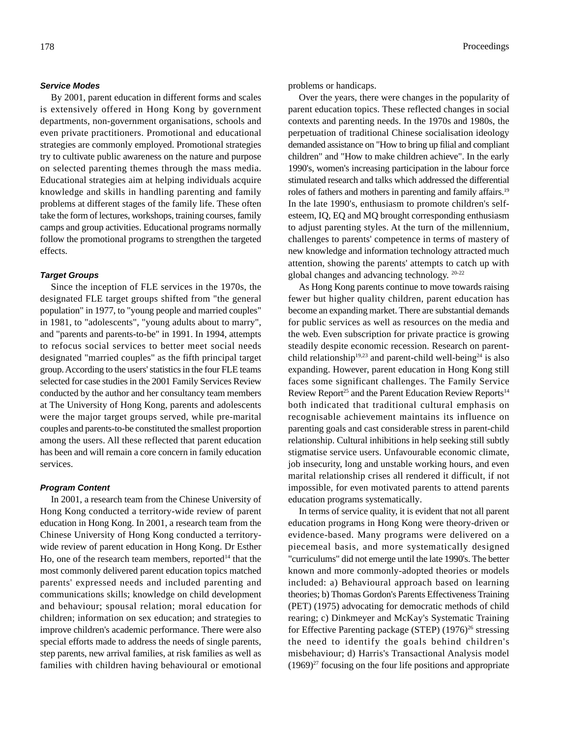### Service Modes

By 2001, parent education in different forms and scales is extensively offered in Hong Kong by government departments, non-government organisations, schools and even private practitioners. Promotional and educational strategies are commonly employed. Promotional strategies try to cultivate public awareness on the nature and purpose on selected parenting themes through the mass media. Educational strategies aim at helping individuals acquire knowledge and skills in handling parenting and family problems at different stages of the family life. These often take the form of lectures, workshops, training courses, family camps and group activities. Educational programs normally follow the promotional programs to strengthen the targeted effects.

### Target Groups

Since the inception of FLE services in the 1970s, the designated FLE target groups shifted from "the general population" in 1977, to "young people and married couples" in 1981, to "adolescents", "young adults about to marry", and "parents and parents-to-be" in 1991. In 1994, attempts to refocus social services to better meet social needs designated "married couples" as the fifth principal target group. According to the users' statistics in the four FLE teams selected for case studies in the 2001 Family Services Review conducted by the author and her consultancy team members at The University of Hong Kong, parents and adolescents were the major target groups served, while pre-marital couples and parents-to-be constituted the smallest proportion among the users. All these reflected that parent education has been and will remain a core concern in family education services.

### Program Content

In 2001, a research team from the Chinese University of Hong Kong conducted a territory-wide review of parent education in Hong Kong. In 2001, a research team from the Chinese University of Hong Kong conducted a territory-wide review of parent education in Hong Kong. Dr Esther Ho, one of the research team members, reported[14] that the most commonly delivered parent education topics matched parents' expressed needs and included parenting and communications skills; knowledge on child development and behaviour; spousal relation; moral education for children; information on sex education; and strategies to improve children's academic performance. There were also special efforts made to address the needs of single parents, step parents, new arrival families, at risk families as well as families with children having behavioural or emotional problems or handicaps.

Over the years, there were changes in the popularity of parent education topics. These reflected changes in social contexts and parenting needs. In the 1970s and 1980s, the perpetuation of traditional Chinese socialisation ideology demanded assistance on "How to bring up filial and compliant children" and "How to make children achieve". In the early 1990's, women's increasing participation in the labour force stimulated research and talks which addressed the differential roles of fathers and mothers in parenting and family affairs.[19] In the late 1990's, enthusiasm to promote children's self-esteem, IQ, EQ and MQ brought corresponding enthusiasm to adjust parenting styles. At the turn of the millennium, challenges to parents' competence in terms of mastery of new knowledge and information technology attracted much attention, showing the parents' attempts to catch up with global changes and advancing technology. [20-22]

As Hong Kong parents continue to move towards raising fewer but higher quality children, parent education has become an expanding market. There are substantial demands for public services as well as resources on the media and the web. Even subscription for private practice is growing steadily despite economic recession. Research on parent-child relationship[19,23] and parent-child well-being[24] is also expanding. However, parent education in Hong Kong still faces some significant challenges. The Family Service Review Report[25] and the Parent Education Review Reports[14] both indicated that traditional cultural emphasis on recognisable achievement maintains its influence on parenting goals and cast considerable stress in parent-child relationship. Cultural inhibitions in help seeking still subtly stigmatise service users. Unfavourable economic climate, job insecurity, long and unstable working hours, and even marital relationship crises all rendered it difficult, if not impossible, for even motivated parents to attend parents education programs systematically.

In terms of service quality, it is evident that not all parent education programs in Hong Kong were theory-driven or evidence-based. Many programs were delivered on a piecemeal basis, and more systematically designed "curriculums" did not emerge until the late 1990's. The better known and more commonly-adopted theories or models included: a) Behavioural approach based on learning theories; b) Thomas Gordon's Parents Effectiveness Training (PET) (1975) advocating for democratic methods of child rearing; c) Dinkmeyer and McKay's Systematic Training for Effective Parenting package (STEP) (1976)[26] stressing the need to identify the goals behind children's misbehaviour; d) Harris's Transactional Analysis model (1969)[27] focusing on the four life positions and appropriate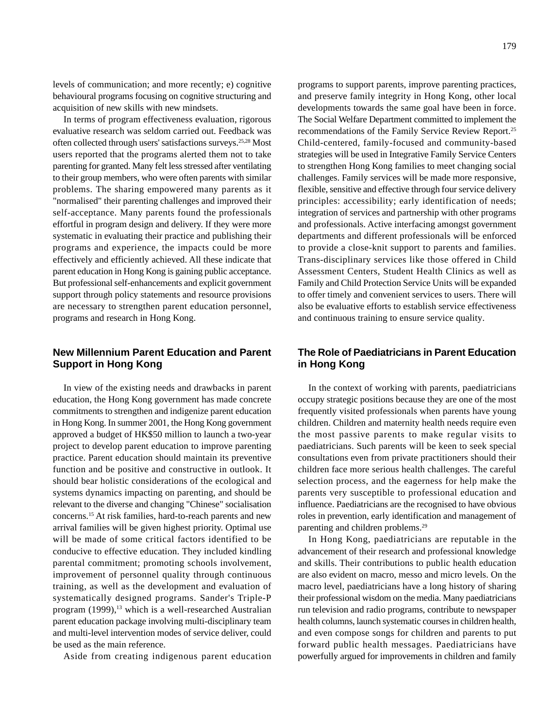levels of communication; and more recently; e) cognitive behavioural programs focusing on cognitive structuring and acquisition of new skills with new mindsets.

In terms of program effectiveness evaluation, rigorous evaluative research was seldom carried out. Feedback was often collected through users' satisfactions surveys.[25,28] Most users reported that the programs alerted them not to take parenting for granted. Many felt less stressed after ventilating to their group members, who were often parents with similar problems. The sharing empowered many parents as it "normalised" their parenting challenges and improved their self-acceptance. Many parents found the professionals effortful in program design and delivery. If they were more systematic in evaluating their practice and publishing their programs and experience, the impacts could be more effectively and efficiently achieved. All these indicate that parent education in Hong Kong is gaining public acceptance. But professional self-enhancements and explicit government support through policy statements and resource provisions are necessary to strengthen parent education personnel, programs and research in Hong Kong.

## New Millennium Parent Education and Parent Support in Hong Kong

In view of the existing needs and drawbacks in parent education, the Hong Kong government has made concrete commitments to strengthen and indigenize parent education in Hong Kong. In summer 2001, the Hong Kong government approved a budget of HK$50 million to launch a two-year project to develop parent education to improve parenting practice. Parent education should maintain its preventive function and be positive and constructive in outlook. It should bear holistic considerations of the ecological and systems dynamics impacting on parenting, and should be relevant to the diverse and changing "Chinese" socialisation concerns.[15] At risk families, hard-to-reach parents and new arrival families will be given highest priority. Optimal use will be made of some critical factors identified to be conducive to effective education. They included kindling parental commitment; promoting schools involvement, improvement of personnel quality through continuous training, as well as the development and evaluation of systematically designed programs. Sander's Triple-P program (1999),[13] which is a well-researched Australian parent education package involving multi-disciplinary team and multi-level intervention modes of service deliver, could be used as the main reference.

Aside from creating indigenous parent education programs to support parents, improve parenting practices, and preserve family integrity in Hong Kong, other local developments towards the same goal have been in force. The Social Welfare Department committed to implement the recommendations of the Family Service Review Report.[25] Child-centered, family-focused and community-based strategies will be used in Integrative Family Service Centers to strengthen Hong Kong families to meet changing social challenges. Family services will be made more responsive, flexible, sensitive and effective through four service delivery principles: accessibility; early identification of needs; integration of services and partnership with other programs and professionals. Active interfacing amongst government departments and different professionals will be enforced to provide a close-knit support to parents and families. Trans-disciplinary services like those offered in Child Assessment Centers, Student Health Clinics as well as Family and Child Protection Service Units will be expanded to offer timely and convenient services to users. There will also be evaluative efforts to establish service effectiveness and continuous training to ensure service quality.

## The Role of Paediatricians in Parent Education in Hong Kong

In the context of working with parents, paediatricians occupy strategic positions because they are one of the most frequently visited professionals when parents have young children. Children and maternity health needs require even the most passive parents to make regular visits to paediatricians. Such parents will be keen to seek special consultations even from private practitioners should their children face more serious health challenges. The careful selection process, and the eagerness for help make the parents very susceptible to professional education and influence. Paediatricians are the recognised to have obvious roles in prevention, early identification and management of parenting and children problems.[29]

In Hong Kong, paediatricians are reputable in the advancement of their research and professional knowledge and skills. Their contributions to public health education are also evident on macro, messo and micro levels. On the macro level, paediatricians have a long history of sharing their professional wisdom on the media. Many paediatricians run television and radio programs, contribute to newspaper health columns, launch systematic courses in children health, and even compose songs for children and parents to put forward public health messages. Paediatricians have powerfully argued for improvements in children and family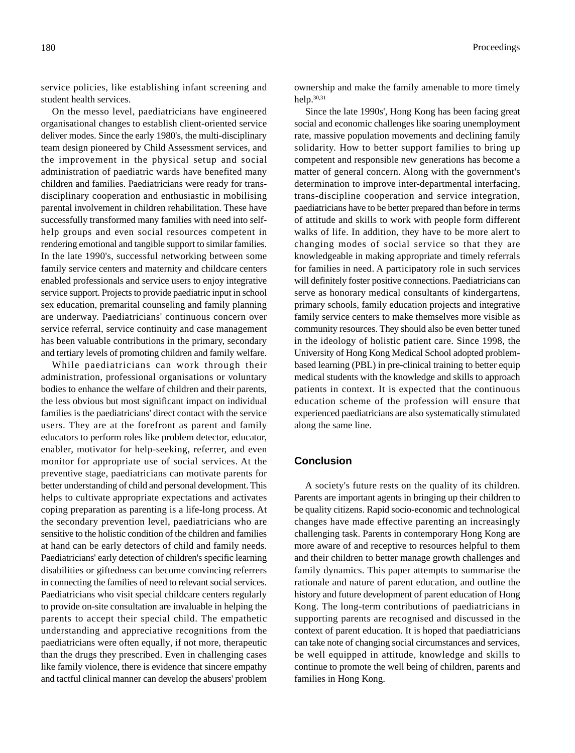service policies, like establishing infant screening and student health services.

On the messo level, paediatricians have engineered organisational changes to establish client-oriented service deliver modes. Since the early 1980's, the multi-disciplinary team design pioneered by Child Assessment services, and the improvement in the physical setup and social administration of paediatric wards have benefited many children and families. Paediatricians were ready for trans-disciplinary cooperation and enthusiastic in mobilising parental involvement in children rehabilitation. These have successfully transformed many families with need into self-help groups and even social resources competent in rendering emotional and tangible support to similar families. In the late 1990's, successful networking between some family service centers and maternity and childcare centers enabled professionals and service users to enjoy integrative service support. Projects to provide paediatric input in school sex education, premarital counseling and family planning are underway. Paediatricians' continuous concern over service referral, service continuity and case management has been valuable contributions in the primary, secondary and tertiary levels of promoting children and family welfare.

While paediatricians can work through their administration, professional organisations or voluntary bodies to enhance the welfare of children and their parents, the less obvious but most significant impact on individual families is the paediatricians' direct contact with the service users. They are at the forefront as parent and family educators to perform roles like problem detector, educator, enabler, motivator for help-seeking, referrer, and even monitor for appropriate use of social services. At the preventive stage, paediatricians can motivate parents for better understanding of child and personal development. This helps to cultivate appropriate expectations and activates coping preparation as parenting is a life-long process. At the secondary prevention level, paediatricians who are sensitive to the holistic condition of the children and families at hand can be early detectors of child and family needs. Paediatricians' early detection of children's specific learning disabilities or giftedness can become convincing referrers in connecting the families of need to relevant social services. Paediatricians who visit special childcare centers regularly to provide on-site consultation are invaluable in helping the parents to accept their special child. The empathetic understanding and appreciative recognitions from the paediatricians were often equally, if not more, therapeutic than the drugs they prescribed. Even in challenging cases like family violence, there is evidence that sincere empathy and tactful clinical manner can develop the abusers' problem ownership and make the family amenable to more timely help.[30,31]

Since the late 1990s', Hong Kong has been facing great social and economic challenges like soaring unemployment rate, massive population movements and declining family solidarity. How to better support families to bring up competent and responsible new generations has become a matter of general concern. Along with the government's determination to improve inter-departmental interfacing, trans-discipline cooperation and service integration, paediatricians have to be better prepared than before in terms of attitude and skills to work with people form different walks of life. In addition, they have to be more alert to changing modes of social service so that they are knowledgeable in making appropriate and timely referrals for families in need. A participatory role in such services will definitely foster positive connections. Paediatricians can serve as honorary medical consultants of kindergartens, primary schools, family education projects and integrative family service centers to make themselves more visible as community resources. They should also be even better tuned in the ideology of holistic patient care. Since 1998, the University of Hong Kong Medical School adopted problem-based learning (PBL) in pre-clinical training to better equip medical students with the knowledge and skills to approach patients in context. It is expected that the continuous education scheme of the profession will ensure that experienced paediatricians are also systematically stimulated along the same line.

## Conclusion

A society's future rests on the quality of its children. Parents are important agents in bringing up their children to be quality citizens. Rapid socio-economic and technological changes have made effective parenting an increasingly challenging task. Parents in contemporary Hong Kong are more aware of and receptive to resources helpful to them and their children to better manage growth challenges and family dynamics. This paper attempts to summarise the rationale and nature of parent education, and outline the history and future development of parent education of Hong Kong. The long-term contributions of paediatricians in supporting parents are recognised and discussed in the context of parent education. It is hoped that paediatricians can take note of changing social circumstances and services, be well equipped in attitude, knowledge and skills to continue to promote the well being of children, parents and families in Hong Kong.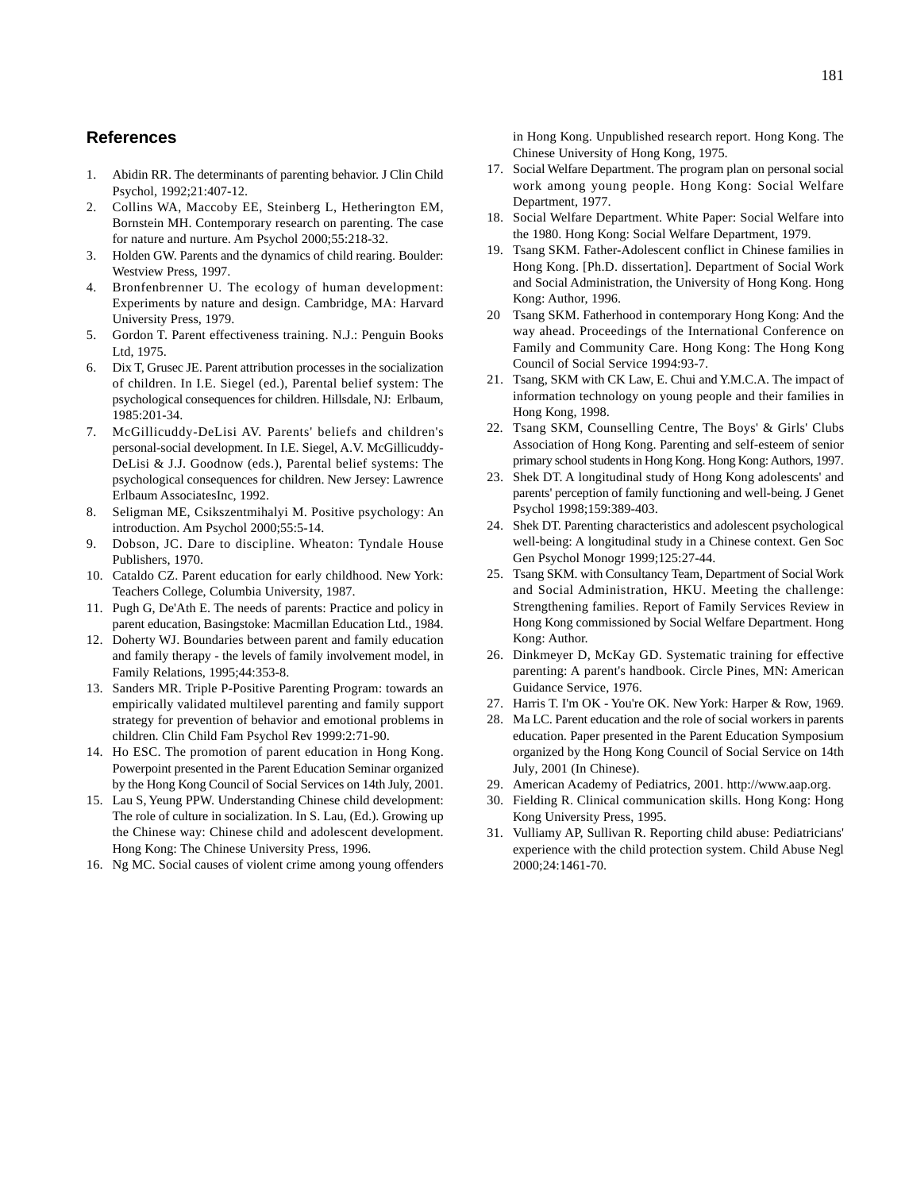## References

1. Abidin RR. The determinants of parenting behavior. J Clin Child Psychol, 1992;21:407-12.
2. Collins WA, Maccoby EE, Steinberg L, Hetherington EM, Bornstein MH. Contemporary research on parenting. The case for nature and nurture. Am Psychol 2000;55:218-32.
3. Holden GW. Parents and the dynamics of child rearing. Boulder: Westview Press, 1997.
4. Bronfenbrenner U. The ecology of human development: Experiments by nature and design. Cambridge, MA: Harvard University Press, 1979.
5. Gordon T. Parent effectiveness training. N.J.: Penguin Books Ltd, 1975.
6. Dix T, Grusec JE. Parent attribution processes in the socialization of children. In I.E. Siegel (ed.), Parental belief system: The psychological consequences for children. Hillsdale, NJ: Erlbaum, 1985:201-34.
7. McGillicuddy-DeLisi AV. Parents' beliefs and children's personal-social development. In I.E. Siegel, A.V. McGillicuddy-DeLisi & J.J. Goodnow (eds.), Parental belief systems: The psychological consequences for children. New Jersey: Lawrence Erlbaum AssociatesInc, 1992.
8. Seligman ME, Csikszentmihalyi M. Positive psychology: An introduction. Am Psychol 2000;55:5-14.
9. Dobson, JC. Dare to discipline. Wheaton: Tyndale House Publishers, 1970.
10. Cataldo CZ. Parent education for early childhood. New York: Teachers College, Columbia University, 1987.
11. Pugh G, De'Ath E. The needs of parents: Practice and policy in parent education, Basingstoke: Macmillan Education Ltd., 1984.
12. Doherty WJ. Boundaries between parent and family education and family therapy - the levels of family involvement model, in Family Relations, 1995;44:353-8.
13. Sanders MR. Triple P-Positive Parenting Program: towards an empirically validated multilevel parenting and family support strategy for prevention of behavior and emotional problems in children. Clin Child Fam Psychol Rev 1999:2:71-90.
14. Ho ESC. The promotion of parent education in Hong Kong. Powerpoint presented in the Parent Education Seminar organized by the Hong Kong Council of Social Services on 14th July, 2001.
15. Lau S, Yeung PPW. Understanding Chinese child development: The role of culture in socialization. In S. Lau, (Ed.). Growing up the Chinese way: Chinese child and adolescent development. Hong Kong: The Chinese University Press, 1996.
16. Ng MC. Social causes of violent crime among young offenders in Hong Kong. Unpublished research report. Hong Kong. The Chinese University of Hong Kong, 1975.
17. Social Welfare Department. The program plan on personal social work among young people. Hong Kong: Social Welfare Department, 1977.
18. Social Welfare Department. White Paper: Social Welfare into the 1980. Hong Kong: Social Welfare Department, 1979.
19. Tsang SKM. Father-Adolescent conflict in Chinese families in Hong Kong. [Ph.D. dissertation]. Department of Social Work and Social Administration, the University of Hong Kong. Hong Kong: Author, 1996.
20. Tsang SKM. Fatherhood in contemporary Hong Kong: And the way ahead. Proceedings of the International Conference on Family and Community Care. Hong Kong: The Hong Kong Council of Social Service 1994:93-7.
21. Tsang, SKM with CK Law, E. Chui and Y.M.C.A. The impact of information technology on young people and their families in Hong Kong, 1998.
22. Tsang SKM, Counselling Centre, The Boys' & Girls' Clubs Association of Hong Kong. Parenting and self-esteem of senior primary school students in Hong Kong. Hong Kong: Authors, 1997.
23. Shek DT. A longitudinal study of Hong Kong adolescents' and parents' perception of family functioning and well-being. J Genet Psychol 1998;159:389-403.
24. Shek DT. Parenting characteristics and adolescent psychological well-being: A longitudinal study in a Chinese context. Gen Soc Gen Psychol Monogr 1999;125:27-44.
25. Tsang SKM. with Consultancy Team, Department of Social Work and Social Administration, HKU. Meeting the challenge: Strengthening families. Report of Family Services Review in Hong Kong commissioned by Social Welfare Department. Hong Kong: Author.
26. Dinkmeyer D, McKay GD. Systematic training for effective parenting: A parent's handbook. Circle Pines, MN: American Guidance Service, 1976.
27. Harris T. I'm OK - You're OK. New York: Harper & Row, 1969.
28. Ma LC. Parent education and the role of social workers in parents education. Paper presented in the Parent Education Symposium organized by the Hong Kong Council of Social Service on 14th July, 2001 (In Chinese).
29. American Academy of Pediatrics, 2001. http://www.aap.org.
30. Fielding R. Clinical communication skills. Hong Kong: Hong Kong University Press, 1995.
31. Vulliamy AP, Sullivan R. Reporting child abuse: Pediatricians' experience with the child protection system. Child Abuse Negl 2000;24:1461-70.